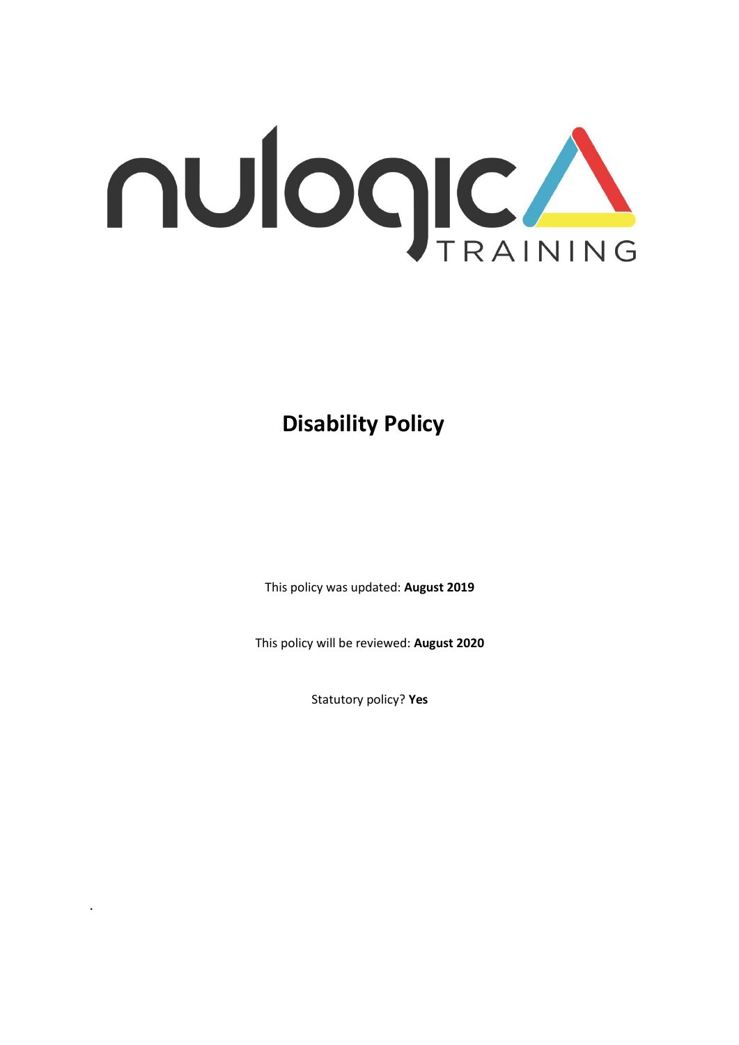# Disability Policy

This policy was updated: **August 2019**

This policy will be reviewed: **August 2020**

Statutory policy? **Yes**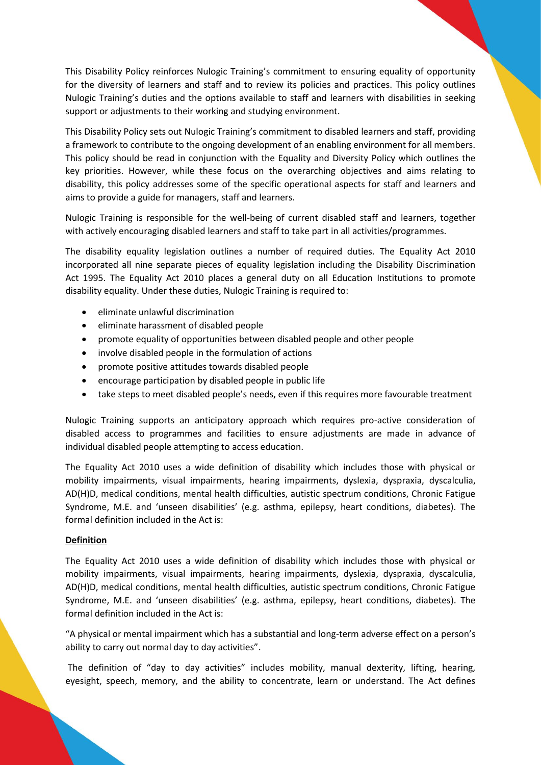This Disability Policy reinforces Nulogic Training's commitment to ensuring equality of opportunity for the diversity of learners and staff and to review its policies and practices. This policy outlines Nulogic Training's duties and the options available to staff and learners with disabilities in seeking support or adjustments to their working and studying environment.

This Disability Policy sets out Nulogic Training's commitment to disabled learners and staff, providing a framework to contribute to the ongoing development of an enabling environment for all members. This policy should be read in conjunction with the Equality and Diversity Policy which outlines the key priorities. However, while these focus on the overarching objectives and aims relating to disability, this policy addresses some of the specific operational aspects for staff and learners and aims to provide a guide for managers, staff and learners.

Nulogic Training is responsible for the well-being of current disabled staff and learners, together with actively encouraging disabled learners and staff to take part in all activities/programmes.

The disability equality legislation outlines a number of required duties. The Equality Act 2010 incorporated all nine separate pieces of equality legislation including the Disability Discrimination Act 1995. The Equality Act 2010 places a general duty on all Education Institutions to promote disability equality. Under these duties, Nulogic Training is required to:

- eliminate unlawful discrimination
- eliminate harassment of disabled people
- promote equality of opportunities between disabled people and other people
- involve disabled people in the formulation of actions
- promote positive attitudes towards disabled people
- encourage participation by disabled people in public life
- take steps to meet disabled people's needs, even if this requires more favourable treatment

Nulogic Training supports an anticipatory approach which requires pro-active consideration of disabled access to programmes and facilities to ensure adjustments are made in advance of individual disabled people attempting to access education.

The Equality Act 2010 uses a wide definition of disability which includes those with physical or mobility impairments, visual impairments, hearing impairments, dyslexia, dyspraxia, dyscalculia, AD(H)D, medical conditions, mental health difficulties, autistic spectrum conditions, Chronic Fatigue Syndrome, M.E. and 'unseen disabilities' (e.g. asthma, epilepsy, heart conditions, diabetes). The formal definition included in the Act is:

**Definition**

The Equality Act 2010 uses a wide definition of disability which includes those with physical or mobility impairments, visual impairments, hearing impairments, dyslexia, dyspraxia, dyscalculia, AD(H)D, medical conditions, mental health difficulties, autistic spectrum conditions, Chronic Fatigue Syndrome, M.E. and 'unseen disabilities' (e.g. asthma, epilepsy, heart conditions, diabetes). The formal definition included in the Act is:

"A physical or mental impairment which has a substantial and long-term adverse effect on a person's ability to carry out normal day to day activities".

The definition of "day to day activities" includes mobility, manual dexterity, lifting, hearing, eyesight, speech, memory, and the ability to concentrate, learn or understand. The Act defines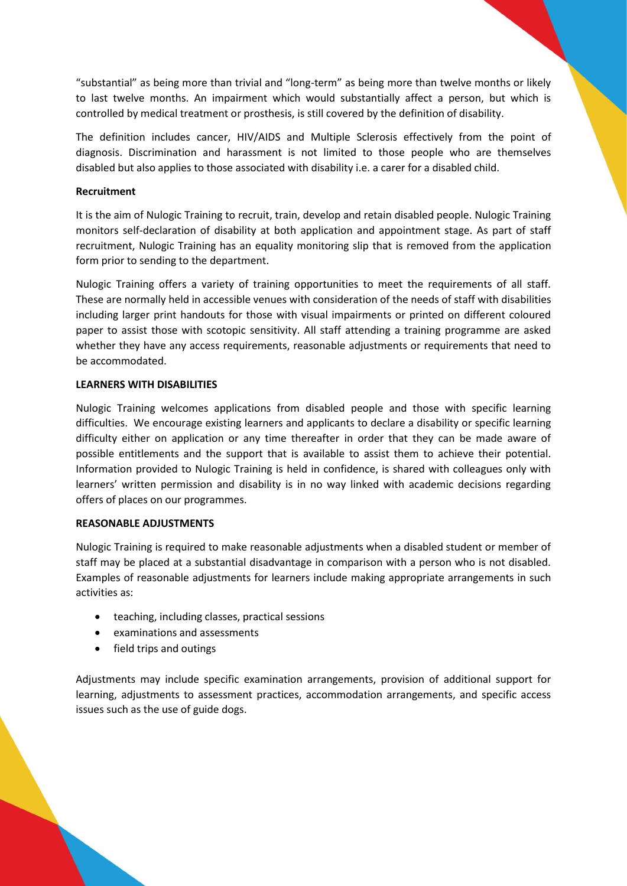"substantial" as being more than trivial and "long-term" as being more than twelve months or likely to last twelve months. An impairment which would substantially affect a person, but which is controlled by medical treatment or prosthesis, is still covered by the definition of disability.

The definition includes cancer, HIV/AIDS and Multiple Sclerosis effectively from the point of diagnosis. Discrimination and harassment is not limited to those people who are themselves disabled but also applies to those associated with disability i.e. a carer for a disabled child.

**Recruitment**

It is the aim of Nulogic Training to recruit, train, develop and retain disabled people. Nulogic Training monitors self-declaration of disability at both application and appointment stage. As part of staff recruitment, Nulogic Training has an equality monitoring slip that is removed from the application form prior to sending to the department.

Nulogic Training offers a variety of training opportunities to meet the requirements of all staff. These are normally held in accessible venues with consideration of the needs of staff with disabilities including larger print handouts for those with visual impairments or printed on different coloured paper to assist those with scotopic sensitivity. All staff attending a training programme are asked whether they have any access requirements, reasonable adjustments or requirements that need to be accommodated.

**LEARNERS WITH DISABILITIES**

Nulogic Training welcomes applications from disabled people and those with specific learning difficulties. We encourage existing learners and applicants to declare a disability or specific learning difficulty either on application or any time thereafter in order that they can be made aware of possible entitlements and the support that is available to assist them to achieve their potential. Information provided to Nulogic Training is held in confidence, is shared with colleagues only with learners' written permission and disability is in no way linked with academic decisions regarding offers of places on our programmes.

**REASONABLE ADJUSTMENTS**

Nulogic Training is required to make reasonable adjustments when a disabled student or member of staff may be placed at a substantial disadvantage in comparison with a person who is not disabled. Examples of reasonable adjustments for learners include making appropriate arrangements in such activities as:

- teaching, including classes, practical sessions
- examinations and assessments
- field trips and outings

Adjustments may include specific examination arrangements, provision of additional support for learning, adjustments to assessment practices, accommodation arrangements, and specific access issues such as the use of guide dogs.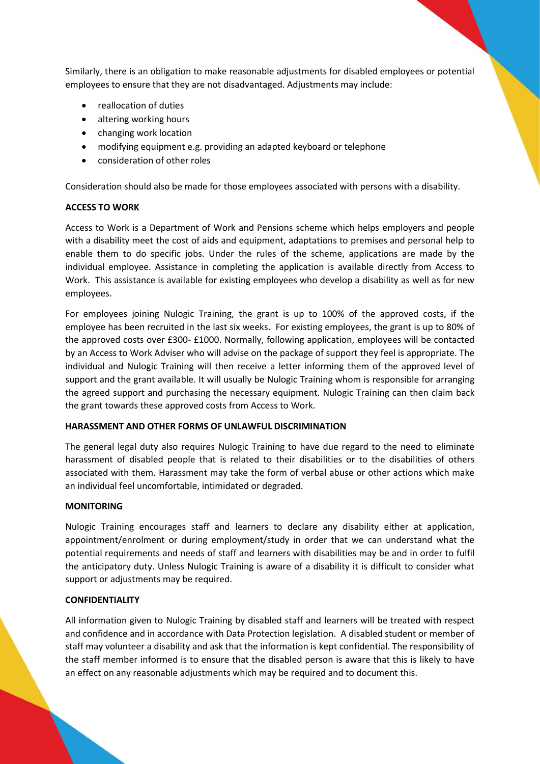Similarly, there is an obligation to make reasonable adjustments for disabled employees or potential employees to ensure that they are not disadvantaged. Adjustments may include:

- reallocation of duties
- altering working hours
- changing work location
- modifying equipment e.g. providing an adapted keyboard or telephone
- consideration of other roles

Consideration should also be made for those employees associated with persons with a disability.

**ACCESS TO WORK**

Access to Work is a Department of Work and Pensions scheme which helps employers and people with a disability meet the cost of aids and equipment, adaptations to premises and personal help to enable them to do specific jobs. Under the rules of the scheme, applications are made by the individual employee. Assistance in completing the application is available directly from Access to Work. This assistance is available for existing employees who develop a disability as well as for new employees.

For employees joining Nulogic Training, the grant is up to 100% of the approved costs, if the employee has been recruited in the last six weeks. For existing employees, the grant is up to 80% of the approved costs over £300- £1000. Normally, following application, employees will be contacted by an Access to Work Adviser who will advise on the package of support they feel is appropriate. The individual and Nulogic Training will then receive a letter informing them of the approved level of support and the grant available. It will usually be Nulogic Training whom is responsible for arranging the agreed support and purchasing the necessary equipment. Nulogic Training can then claim back the grant towards these approved costs from Access to Work.

**HARASSMENT AND OTHER FORMS OF UNLAWFUL DISCRIMINATION**

The general legal duty also requires Nulogic Training to have due regard to the need to eliminate harassment of disabled people that is related to their disabilities or to the disabilities of others associated with them. Harassment may take the form of verbal abuse or other actions which make an individual feel uncomfortable, intimidated or degraded.

**MONITORING**

Nulogic Training encourages staff and learners to declare any disability either at application, appointment/enrolment or during employment/study in order that we can understand what the potential requirements and needs of staff and learners with disabilities may be and in order to fulfil the anticipatory duty. Unless Nulogic Training is aware of a disability it is difficult to consider what support or adjustments may be required.

**CONFIDENTIALITY**

All information given to Nulogic Training by disabled staff and learners will be treated with respect and confidence and in accordance with Data Protection legislation. A disabled student or member of staff may volunteer a disability and ask that the information is kept confidential. The responsibility of the staff member informed is to ensure that the disabled person is aware that this is likely to have an effect on any reasonable adjustments which may be required and to document this.